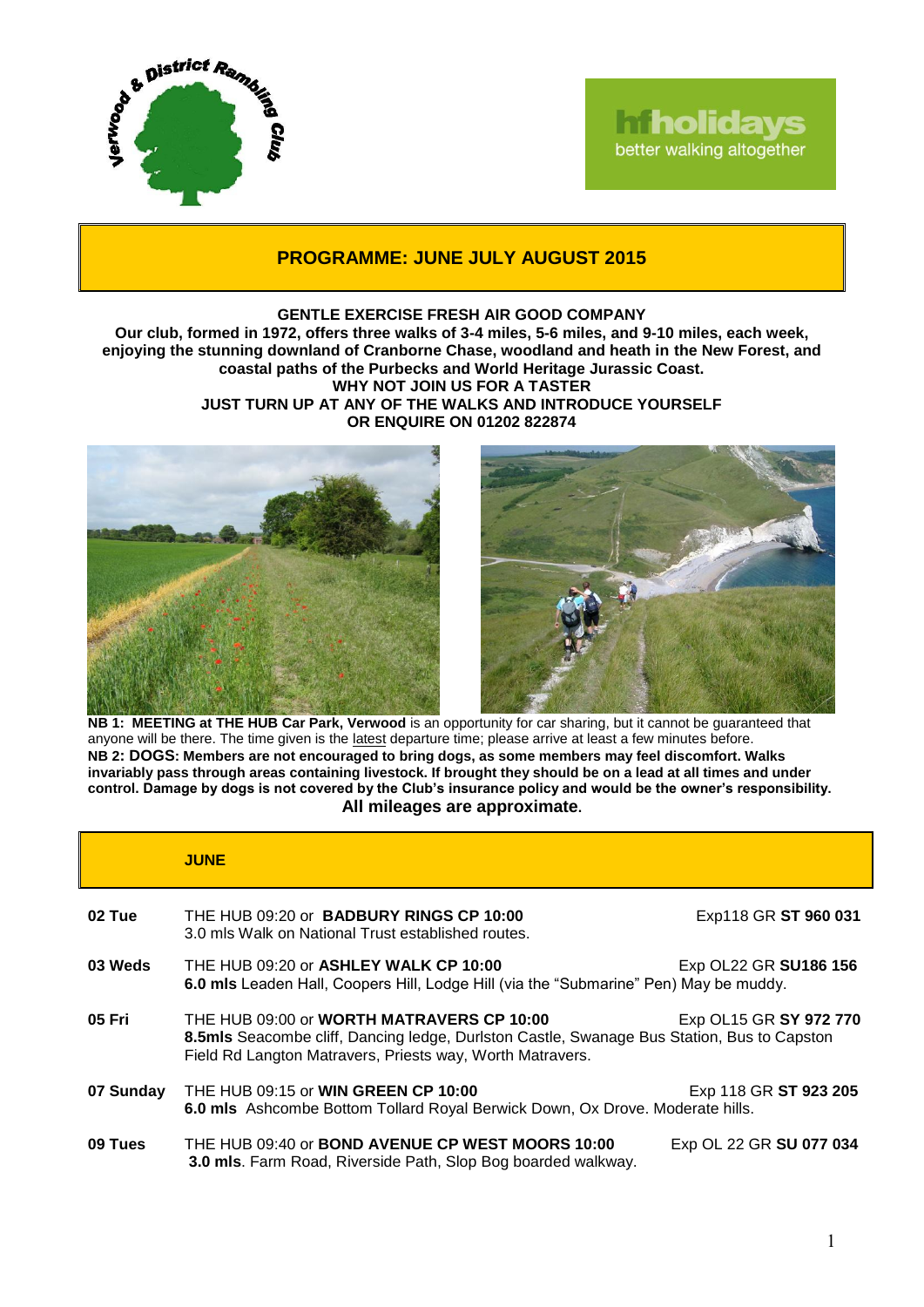Verwood & District Rambling Club

hfholidays better walking altogether

# PROGRAMME: JUNE JULY AUGUST 2015

**GENTLE EXERCISE FRESH AIR GOOD COMPANY**
**Our club, formed in 1972, offers three walks of 3-4 miles, 5-6 miles, and 9-10 miles, each week, enjoying the stunning downland of Cranborne Chase, woodland and heath in the New Forest, and coastal paths of the Purbecks and World Heritage Jurassic Coast.**
**WHY NOT JOIN US FOR A TASTER**
**JUST TURN UP AT ANY OF THE WALKS AND INTRODUCE YOURSELF**
**OR ENQUIRE ON 01202 822874**

**NB 1: MEETING at THE HUB Car Park, Verwood** is an opportunity for car sharing, but it cannot be guaranteed that anyone will be there. The time given is the latest departure time; please arrive at least a few minutes before.
**NB 2: DOGS: Members are not encouraged to bring dogs, as some members may feel discomfort. Walks invariably pass through areas containing livestock. If brought they should be on a lead at all times and under control. Damage by dogs is not covered by the Club's insurance policy and would be the owner's responsibility.**
**All mileages are approximate.**

## JUNE

| | | |
|---|---|---|
| **02 Tue** | THE HUB 09:20 or **BADBURY RINGS CP 10:00**<br>3.0 mls Walk on National Trust established routes. | Exp118 GR **ST 960 031** |
| **03 Weds** | THE HUB 09:20 or **ASHLEY WALK CP 10:00**<br>**6.0 mls** Leaden Hall, Coopers Hill, Lodge Hill (via the "Submarine" Pen) May be muddy. | Exp OL22 GR **SU186 156** |
| **05 Fri** | THE HUB 09:00 or **WORTH MATRAVERS CP 10:00**<br>**8.5mls** Seacombe cliff, Dancing ledge, Durlston Castle, Swanage Bus Station, Bus to Capston Field Rd Langton Matravers, Priests way, Worth Matravers. | Exp OL15 GR **SY 972 770** |
| **07 Sunday** | THE HUB 09:15 or **WIN GREEN CP 10:00**<br>**6.0 mls** Ashcombe Bottom Tollard Royal Berwick Down, Ox Drove. Moderate hills. | Exp 118 GR **ST 923 205** |
| **09 Tues** | THE HUB 09:40 or **BOND AVENUE CP WEST MOORS 10:00**<br>**3.0 mls**. Farm Road, Riverside Path, Slop Bog boarded walkway. | Exp OL 22 GR **SU 077 034** |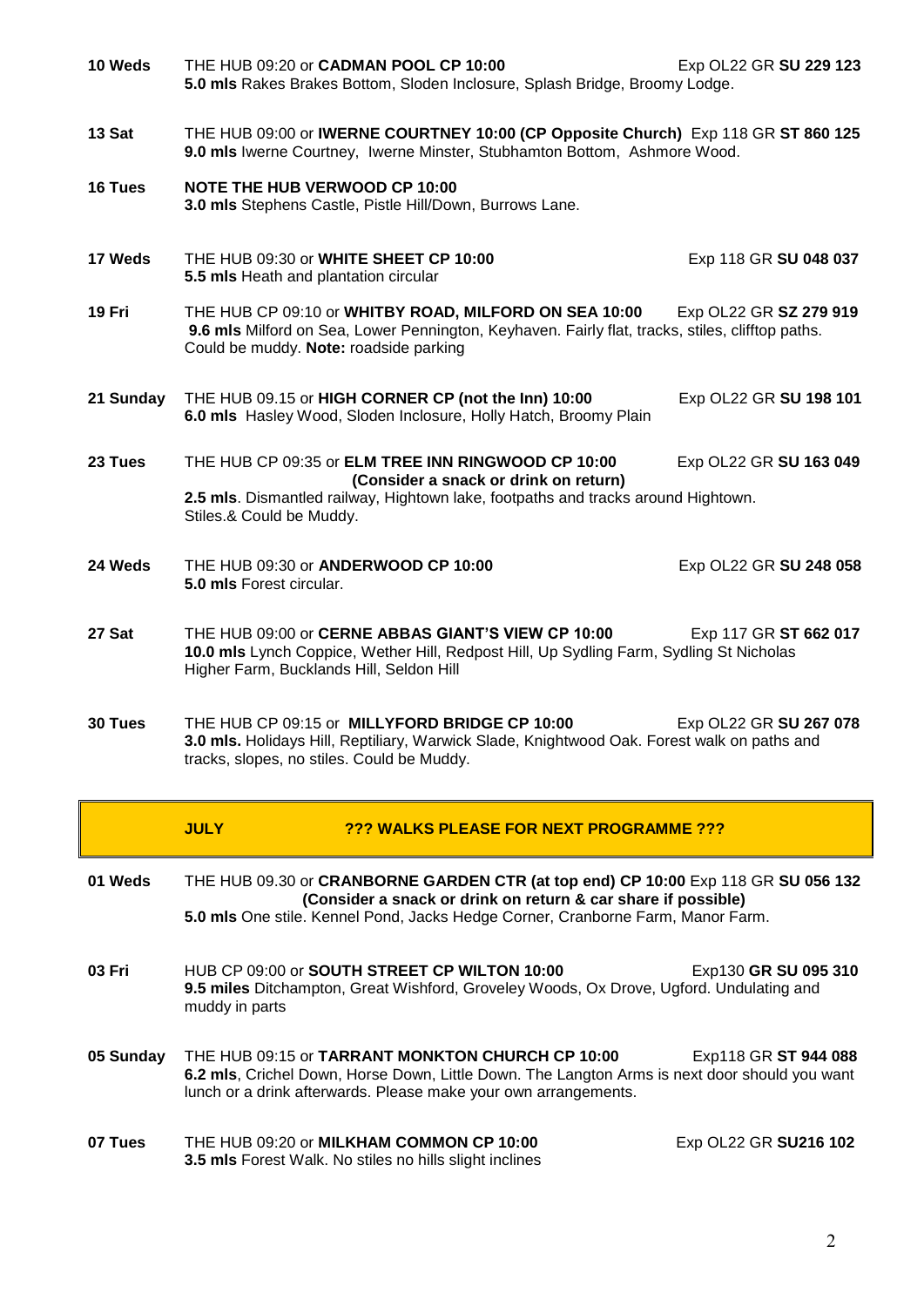**10 Weds** THE HUB 09:20 or **CADMAN POOL CP 10:00** Exp OL22 GR **SU 229 123**
**5.0 mls** Rakes Brakes Bottom, Sloden Inclosure, Splash Bridge, Broomy Lodge.

**13 Sat** THE HUB 09:00 or **IWERNE COURTNEY 10:00 (CP Opposite Church)** Exp 118 GR **ST 860 125**
**9.0 mls** Iwerne Courtney, Iwerne Minster, Stubhamton Bottom, Ashmore Wood.

**16 Tues** **NOTE THE HUB VERWOOD CP 10:00**
**3.0 mls** Stephens Castle, Pistle Hill/Down, Burrows Lane.

**17 Weds** THE HUB 09:30 or **WHITE SHEET CP 10:00** Exp 118 GR **SU 048 037**
**5.5 mls** Heath and plantation circular

**19 Fri** THE HUB CP 09:10 or **WHITBY ROAD, MILFORD ON SEA 10:00** Exp OL22 GR **SZ 279 919**
**9.6 mls** Milford on Sea, Lower Pennington, Keyhaven. Fairly flat, tracks, stiles, clifftop paths. Could be muddy. **Note:** roadside parking

**21 Sunday** THE HUB 09.15 or **HIGH CORNER CP (not the Inn) 10:00** Exp OL22 GR **SU 198 101**
**6.0 mls** Hasley Wood, Sloden Inclosure, Holly Hatch, Broomy Plain

**23 Tues** THE HUB CP 09:35 or **ELM TREE INN RINGWOOD CP 10:00** Exp OL22 GR **SU 163 049**
**(Consider a snack or drink on return)**
**2.5 mls**. Dismantled railway, Hightown lake, footpaths and tracks around Hightown. Stiles.& Could be Muddy.

**24 Weds** THE HUB 09:30 or **ANDERWOOD CP 10:00** Exp OL22 GR **SU 248 058**
**5.0 mls** Forest circular.

**27 Sat** THE HUB 09:00 or **CERNE ABBAS GIANT'S VIEW CP 10:00** Exp 117 GR **ST 662 017**
**10.0 mls** Lynch Coppice, Wether Hill, Redpost Hill, Up Sydling Farm, Sydling St Nicholas Higher Farm, Bucklands Hill, Seldon Hill

**30 Tues** THE HUB CP 09:15 or **MILLYFORD BRIDGE CP 10:00** Exp OL22 GR **SU 267 078**
**3.0 mls.** Holidays Hill, Reptiliary, Warwick Slade, Knightwood Oak. Forest walk on paths and tracks, slopes, no stiles. Could be Muddy.

## JULY ??? WALKS PLEASE FOR NEXT PROGRAMME ???

**01 Weds** THE HUB 09.30 or **CRANBORNE GARDEN CTR (at top end) CP 10:00** Exp 118 GR **SU 056 132**
**(Consider a snack or drink on return & car share if possible)**
**5.0 mls** One stile. Kennel Pond, Jacks Hedge Corner, Cranborne Farm, Manor Farm.

**03 Fri** HUB CP 09:00 or **SOUTH STREET CP WILTON 10:00** Exp130 **GR SU 095 310**
**9.5 miles** Ditchampton, Great Wishford, Groveley Woods, Ox Drove, Ugford. Undulating and muddy in parts

**05 Sunday** THE HUB 09:15 or **TARRANT MONKTON CHURCH CP 10:00** Exp118 GR **ST 944 088**
**6.2 mls**, Crichel Down, Horse Down, Little Down. The Langton Arms is next door should you want lunch or a drink afterwards. Please make your own arrangements.

**07 Tues** THE HUB 09:20 or **MILKHAM COMMON CP 10:00** Exp OL22 GR **SU216 102**
**3.5 mls** Forest Walk. No stiles no hills slight inclines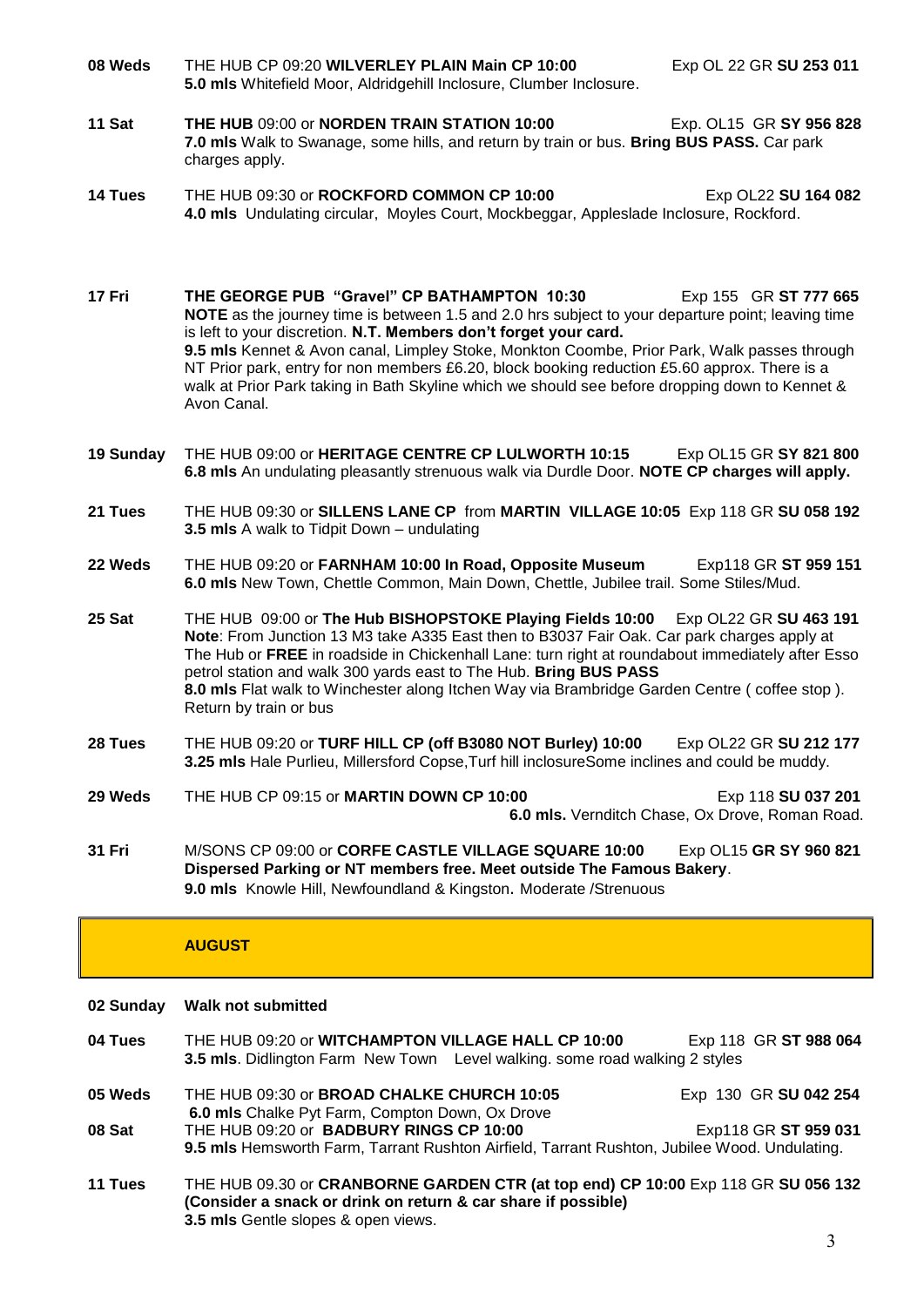**08 Weds** THE HUB CP 09:20 **WILVERLEY PLAIN Main CP 10:00** Exp OL 22 GR **SU 253 011**
**5.0 mls** Whitefield Moor, Aldridgehill Inclosure, Clumber Inclosure.

**11 Sat** **THE HUB** 09:00 or **NORDEN TRAIN STATION 10:00** Exp. OL15 GR **SY 956 828**
**7.0 mls** Walk to Swanage, some hills, and return by train or bus. **Bring BUS PASS.** Car park charges apply.

**14 Tues** THE HUB 09:30 or **ROCKFORD COMMON CP 10:00** Exp OL22 **SU 164 082**
**4.0 mls** Undulating circular, Moyles Court, Mockbeggar, Appleslade Inclosure, Rockford.

**17 Fri** **THE GEORGE PUB "Gravel" CP BATHAMPTON 10:30** Exp 155 GR **ST 777 665**
**NOTE** as the journey time is between 1.5 and 2.0 hrs subject to your departure point; leaving time is left to your discretion. **N.T. Members don't forget your card.**
**9.5 mls** Kennet & Avon canal, Limpley Stoke, Monkton Coombe, Prior Park, Walk passes through NT Prior park, entry for non members £6.20, block booking reduction £5.60 approx. There is a walk at Prior Park taking in Bath Skyline which we should see before dropping down to Kennet & Avon Canal.

**19 Sunday** THE HUB 09:00 or **HERITAGE CENTRE CP LULWORTH 10:15** Exp OL15 GR **SY 821 800**
**6.8 mls** An undulating pleasantly strenuous walk via Durdle Door. **NOTE CP charges will apply.**

**21 Tues** THE HUB 09:30 or **SILLENS LANE CP** from **MARTIN VILLAGE 10:05** Exp 118 GR **SU 058 192**
**3.5 mls** A walk to Tidpit Down – undulating

**22 Weds** THE HUB 09:20 or **FARNHAM 10:00 In Road, Opposite Museum** Exp118 GR **ST 959 151**
**6.0 mls** New Town, Chettle Common, Main Down, Chettle, Jubilee trail. Some Stiles/Mud.

**25 Sat** THE HUB 09:00 or **The Hub BISHOPSTOKE Playing Fields 10:00** Exp OL22 GR **SU 463 191**
**Note**: From Junction 13 M3 take A335 East then to B3037 Fair Oak. Car park charges apply at The Hub or **FREE** in roadside in Chickenhall Lane: turn right at roundabout immediately after Esso petrol station and walk 300 yards east to The Hub. **Bring BUS PASS**
**8.0 mls** Flat walk to Winchester along Itchen Way via Brambridge Garden Centre ( coffee stop ). Return by train or bus

**28 Tues** THE HUB 09:20 or **TURF HILL CP (off B3080 NOT Burley) 10:00** Exp OL22 GR **SU 212 177**
**3.25 mls** Hale Purlieu, Millersford Copse,Turf hill inclosureSome inclines and could be muddy.

**29 Weds** THE HUB CP 09:15 or **MARTIN DOWN CP 10:00** Exp 118 **SU 037 201**
**6.0 mls.** Vernditch Chase, Ox Drove, Roman Road.

**31 Fri** M/SONS CP 09:00 or **CORFE CASTLE VILLAGE SQUARE 10:00** Exp OL15 **GR SY 960 821**
**Dispersed Parking or NT members free. Meet outside The Famous Bakery**.
**9.0 mls** Knowle Hill, Newfoundland & Kingston. Moderate /Strenuous

## AUGUST

**02 Sunday** **Walk not submitted**

**04 Tues** THE HUB 09:20 or **WITCHAMPTON VILLAGE HALL CP 10:00** Exp 118 GR **ST 988 064**
**3.5 mls**. Didlington Farm New Town Level walking. some road walking 2 styles

**05 Weds** THE HUB 09:30 or **BROAD CHALKE CHURCH 10:05** Exp 130 GR **SU 042 254**
**6.0 mls** Chalke Pyt Farm, Compton Down, Ox Drove

**08 Sat** THE HUB 09:20 or **BADBURY RINGS CP 10:00** Exp118 GR **ST 959 031**
**9.5 mls** Hemsworth Farm, Tarrant Rushton Airfield, Tarrant Rushton, Jubilee Wood. Undulating.

**11 Tues** THE HUB 09.30 or **CRANBORNE GARDEN CTR (at top end) CP 10:00** Exp 118 GR **SU 056 132**
**(Consider a snack or drink on return & car share if possible)**
**3.5 mls** Gentle slopes & open views.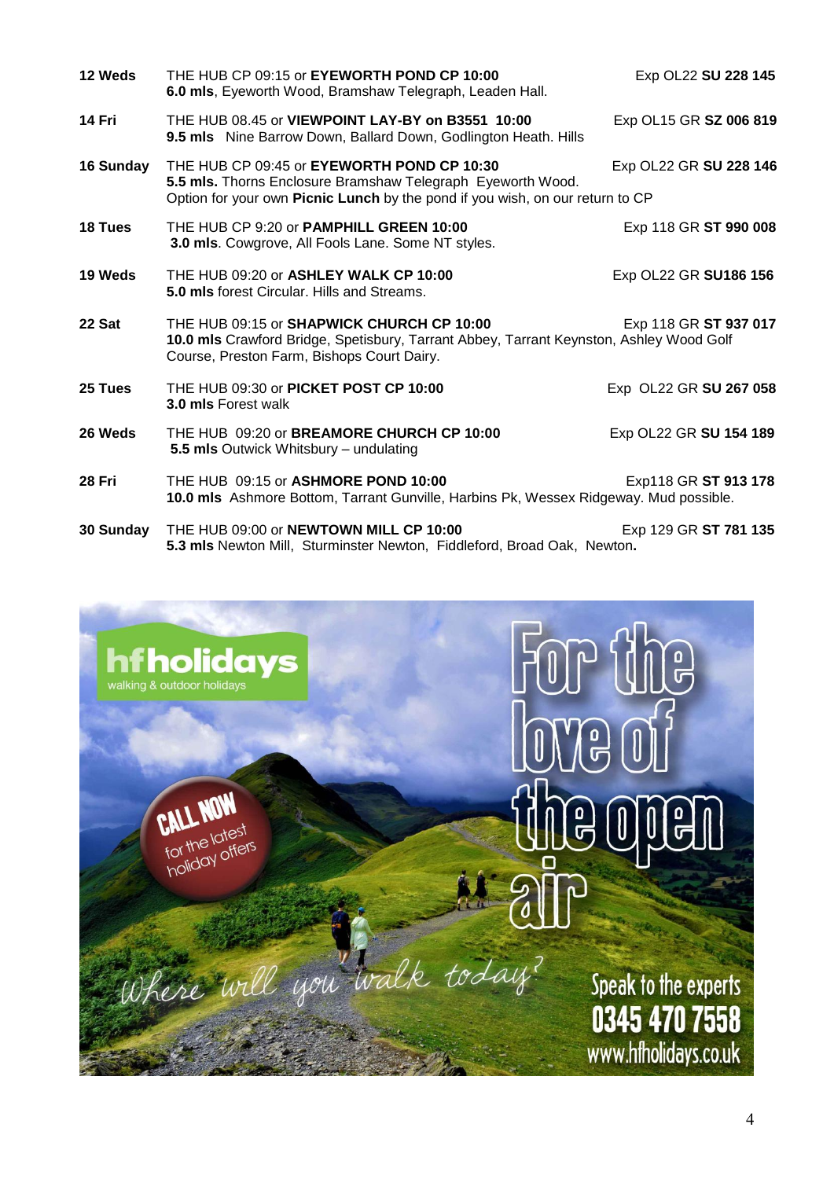| | | |
|---|---|---|
| **12 Weds** | THE HUB CP 09:15 or **EYEWORTH POND CP 10:00**<br>**6.0 mls**, Eyeworth Wood, Bramshaw Telegraph, Leaden Hall. | Exp OL22 **SU 228 145** |
| **14 Fri** | THE HUB 08.45 or **VIEWPOINT LAY-BY on B3551 10:00**<br>**9.5 mls** Nine Barrow Down, Ballard Down, Godlington Heath. Hills | Exp OL15 GR **SZ 006 819** |
| **16 Sunday** | THE HUB CP 09:45 or **EYEWORTH POND CP 10:30**<br>**5.5 mls.** Thorns Enclosure Bramshaw Telegraph Eyeworth Wood.<br>Option for your own **Picnic Lunch** by the pond if you wish, on our return to CP | Exp OL22 GR **SU 228 146** |
| **18 Tues** | THE HUB CP 9:20 or **PAMPHILL GREEN 10:00**<br>**3.0 mls**. Cowgrove, All Fools Lane. Some NT styles. | Exp 118 GR **ST 990 008** |
| **19 Weds** | THE HUB 09:20 or **ASHLEY WALK CP 10:00**<br>**5.0 mls** forest Circular. Hills and Streams. | Exp OL22 GR **SU186 156** |
| **22 Sat** | THE HUB 09:15 or **SHAPWICK CHURCH CP 10:00**<br>**10.0 mls** Crawford Bridge, Spetisbury, Tarrant Abbey, Tarrant Keynston, Ashley Wood Golf Course, Preston Farm, Bishops Court Dairy. | Exp 118 GR **ST 937 017** |
| **25 Tues** | THE HUB 09:30 or **PICKET POST CP 10:00**<br>**3.0 mls** Forest walk | Exp OL22 GR **SU 267 058** |
| **26 Weds** | THE HUB 09:20 or **BREAMORE CHURCH CP 10:00**<br>**5.5 mls** Outwick Whitsbury – undulating | Exp OL22 GR **SU 154 189** |
| **28 Fri** | THE HUB 09:15 or **ASHMORE POND 10:00**<br>**10.0 mls** Ashmore Bottom, Tarrant Gunville, Harbins Pk, Wessex Ridgeway. Mud possible. | Exp118 GR **ST 913 178** |
| **30 Sunday** | THE HUB 09:00 or **NEWTOWN MILL CP 10:00**<br>**5.3 mls** Newton Mill, Sturminster Newton, Fiddleford, Broad Oak, Newton**.** | Exp 129 GR **ST 781 135** |

**hf holidays**
walking & outdoor holidays

CALL NOW for the latest holiday offers

For the love of the open air

Where will you walk today?

Speak to the experts
**0345 470 7558**
www.hfholidays.co.uk